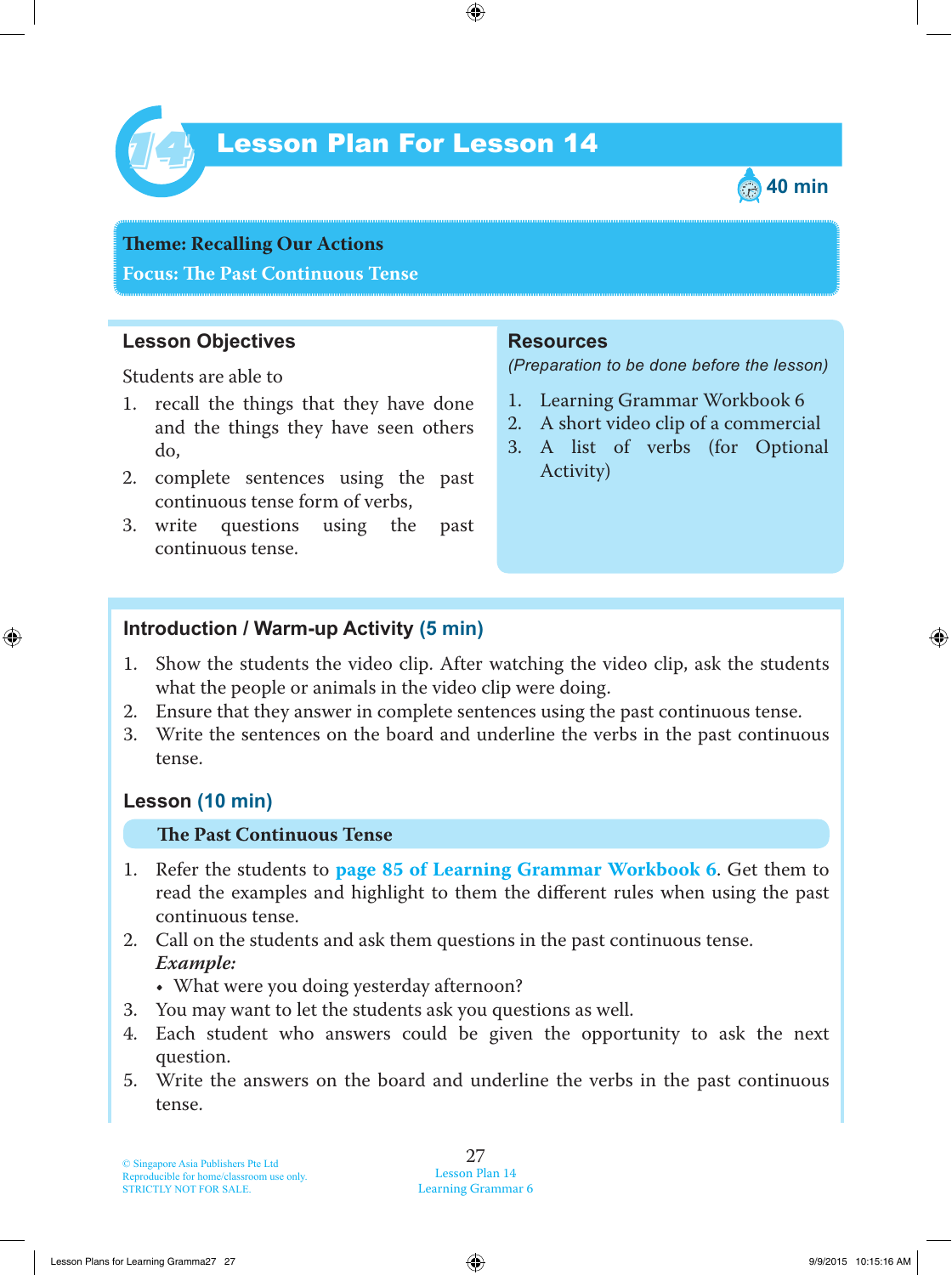# Lesson Plan For Lesson 14

40 min

**Theme: Recalling Our Actions**
**Focus: The Past Continuous Tense**

## Lesson Objectives

Students are able to

1. recall the things that they have done and the things they have seen others do,
2. complete sentences using the past continuous tense form of verbs,
3. write questions using the past continuous tense.

## Resources

*(Preparation to be done before the lesson)*

1. Learning Grammar Workbook 6
2. A short video clip of a commercial
3. A list of verbs (for Optional Activity)

## Introduction / Warm-up Activity (5 min)

1. Show the students the video clip. After watching the video clip, ask the students what the people or animals in the video clip were doing.
2. Ensure that they answer in complete sentences using the past continuous tense.
3. Write the sentences on the board and underline the verbs in the past continuous tense.

## Lesson (10 min)

### The Past Continuous Tense

1. Refer the students to **page 85 of Learning Grammar Workbook 6**. Get them to read the examples and highlight to them the different rules when using the past continuous tense.
2. Call on the students and ask them questions in the past continuous tense.
   ***Example:***
   - What were you doing yesterday afternoon?
3. You may want to let the students ask you questions as well.
4. Each student who answers could be given the opportunity to ask the next question.
5. Write the answers on the board and underline the verbs in the past continuous tense.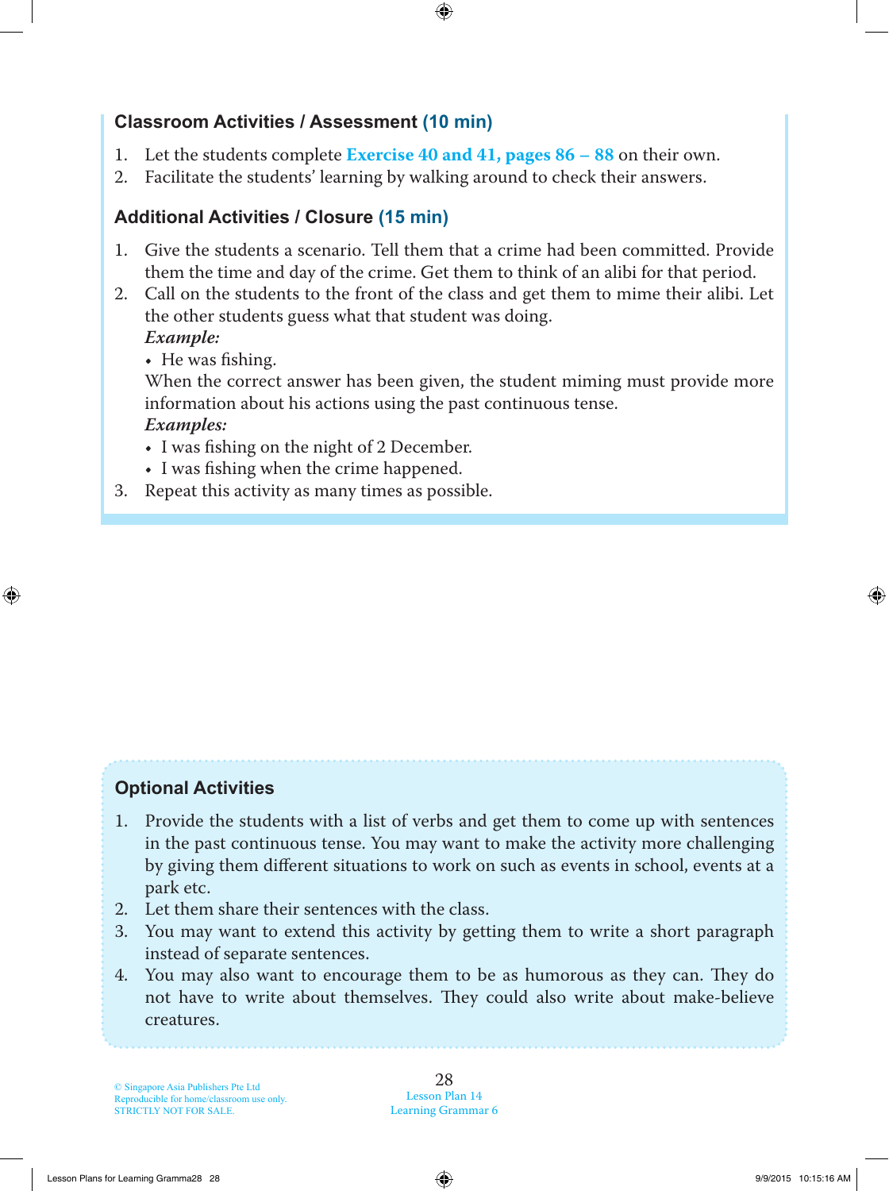### Classroom Activities / Assessment (10 min)

1. Let the students complete **Exercise 40 and 41, pages 86 – 88** on their own.
2. Facilitate the students' learning by walking around to check their answers.

### Additional Activities / Closure (15 min)

1. Give the students a scenario. Tell them that a crime had been committed. Provide them the time and day of the crime. Get them to think of an alibi for that period.
2. Call on the students to the front of the class and get them to mime their alibi. Let the other students guess what that student was doing.

   ***Example:***
   - He was fishing.

   When the correct answer has been given, the student miming must provide more information about his actions using the past continuous tense.

   ***Examples:***
   - I was fishing on the night of 2 December.
   - I was fishing when the crime happened.
3. Repeat this activity as many times as possible.

### Optional Activities

1. Provide the students with a list of verbs and get them to come up with sentences in the past continuous tense. You may want to make the activity more challenging by giving them different situations to work on such as events in school, events at a park etc.
2. Let them share their sentences with the class.
3. You may want to extend this activity by getting them to write a short paragraph instead of separate sentences.
4. You may also want to encourage them to be as humorous as they can. They do not have to write about themselves. They could also write about make-believe creatures.

© Singapore Asia Publishers Pte Ltd
Reproducible for home/classroom use only.
STRICTLY NOT FOR SALE.